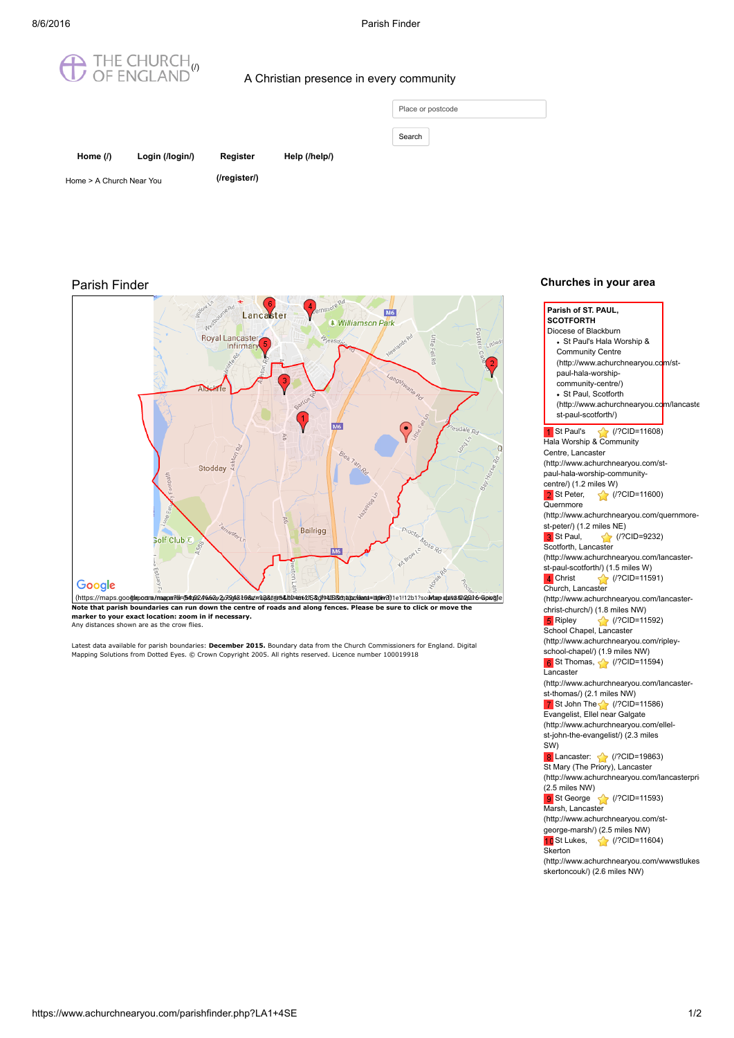THE CHURCH OF ENGLAND (/)

A Christian presence in every community

Place or postcode

Search

**Home (/)** **Login (/login/)** **Register (/register/)** **Help (/help/)**

Home > A Church Near You

## Parish Finder

(https://maps.google.com/maps?ll=54.024662,-2.79481&z=12&t=m&hl=en-US&gl=US&mapclient=apiv3) Map data ©2016 Google

**Note that parish boundaries can run down the centre of roads and along fences. Please be sure to click or move the marker to your exact location: zoom in if necessary.**
Any distances shown are as the crow flies.

Latest data available for parish boundaries: **December 2015.** Boundary data from the Church Commissioners for England. Digital Mapping Solutions from Dotted Eyes. © Crown Copyright 2005. All rights reserved. Licence number 100019918

## Churches in your area

**Parish of ST. PAUL, SCOTFORTH**
Diocese of Blackburn

- St Paul's Hala Worship & Community Centre (http://www.achurchnearyou.com/st-paul-hala-worship-community-centre/)
- St Paul, Scotforth (http://www.achurchnearyou.com/lancaster-st-paul-scotforth/)

1 St Paul's (/?CID=11608) Hala Worship & Community Centre, Lancaster (http://www.achurchnearyou.com/st-paul-hala-worship-community-centre/) (1.2 miles W)

2 St Peter, (/?CID=11600) Quernmore (http://www.achurchnearyou.com/quernmore-st-peter/) (1.2 miles NE)

3 St Paul, (/?CID=9232) Scotforth, Lancaster (http://www.achurchnearyou.com/lancaster-st-paul-scotforth/) (1.5 miles W)

4 Christ (/?CID=11591) Church, Lancaster (http://www.achurchnearyou.com/lancaster-christ-church/) (1.8 miles NW)

5 Ripley (/?CID=11592) School Chapel, Lancaster (http://www.achurchnearyou.com/ripley-school-chapel/) (1.9 miles NW)

6 St Thomas, (/?CID=11594) Lancaster (http://www.achurchnearyou.com/lancaster-st-thomas/) (2.1 miles NW)

7 St John The (/?CID=11586) Evangelist, Ellel near Galgate (http://www.achurchnearyou.com/ellel-st-john-the-evangelist/) (2.3 miles SW)

8 Lancaster: (/?CID=19863) St Mary (The Priory), Lancaster (http://www.achurchnearyou.com/lancasterpri (2.5 miles NW)

9 St George (/?CID=11593) Marsh, Lancaster (http://www.achurchnearyou.com/st-george-marsh/) (2.5 miles NW)

10 St Lukes, (/?CID=11604) Skerton (http://www.achurchnearyou.com/wwwstlukes skertoncouk/) (2.6 miles NW)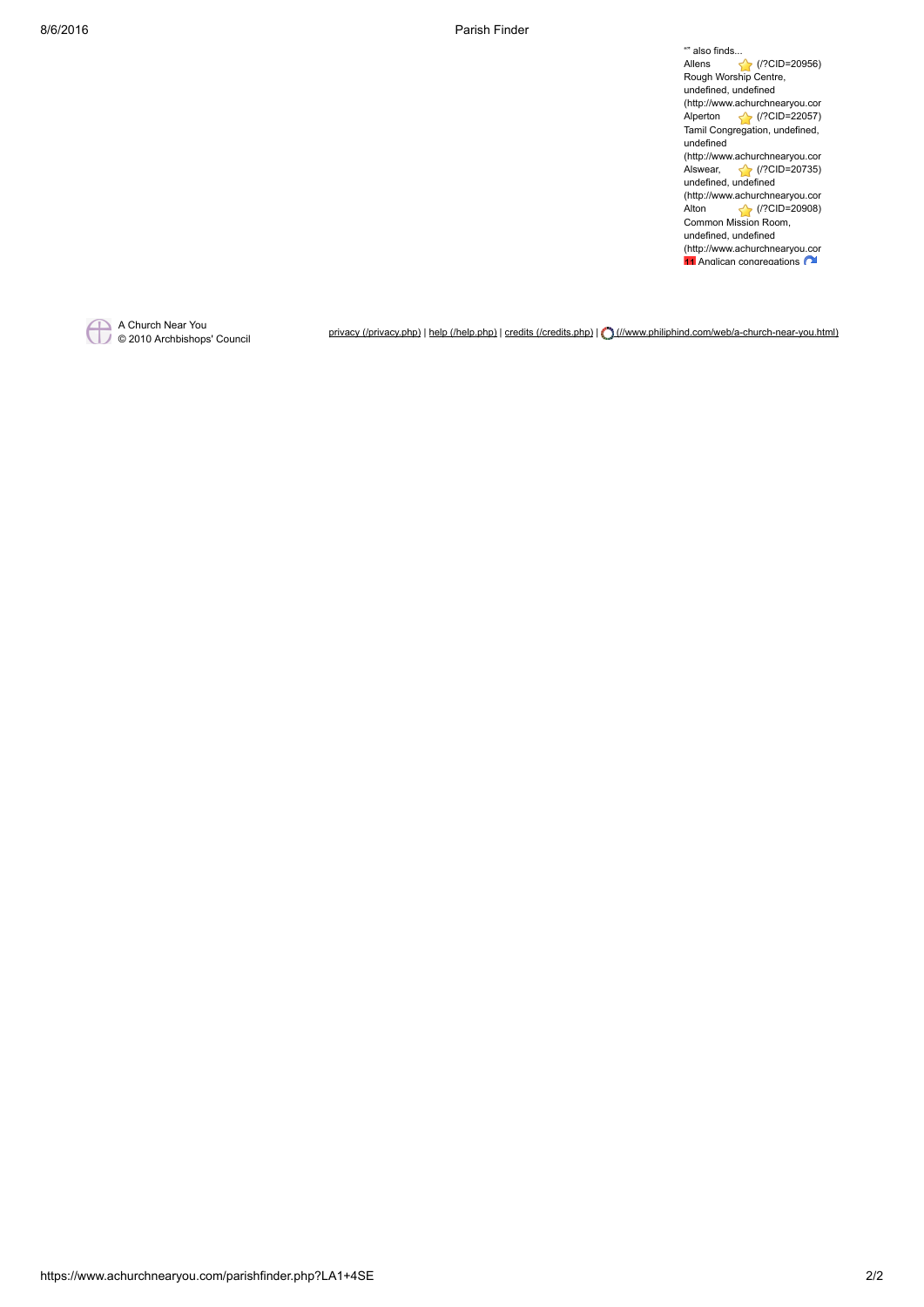"" also finds...

Allens (/?CID=20956)
Rough Worship Centre, undefined, undefined
(http://www.achurchnearyou.cor

Alperton (/?CID=22057)
Tamil Congregation, undefined, undefined
(http://www.achurchnearyou.cor

Alswear, (/?CID=20735)
undefined, undefined
(http://www.achurchnearyou.cor

Alton (/?CID=20908)
Common Mission Room, undefined, undefined
(http://www.achurchnearyou.cor

11 Anglican congregations

A Church Near You
© 2010 Archbishops' Council

privacy (/privacy.php) | help (/help.php) | credits (/credits.php) | (//www.philiphind.com/web/a-church-near-you.html)